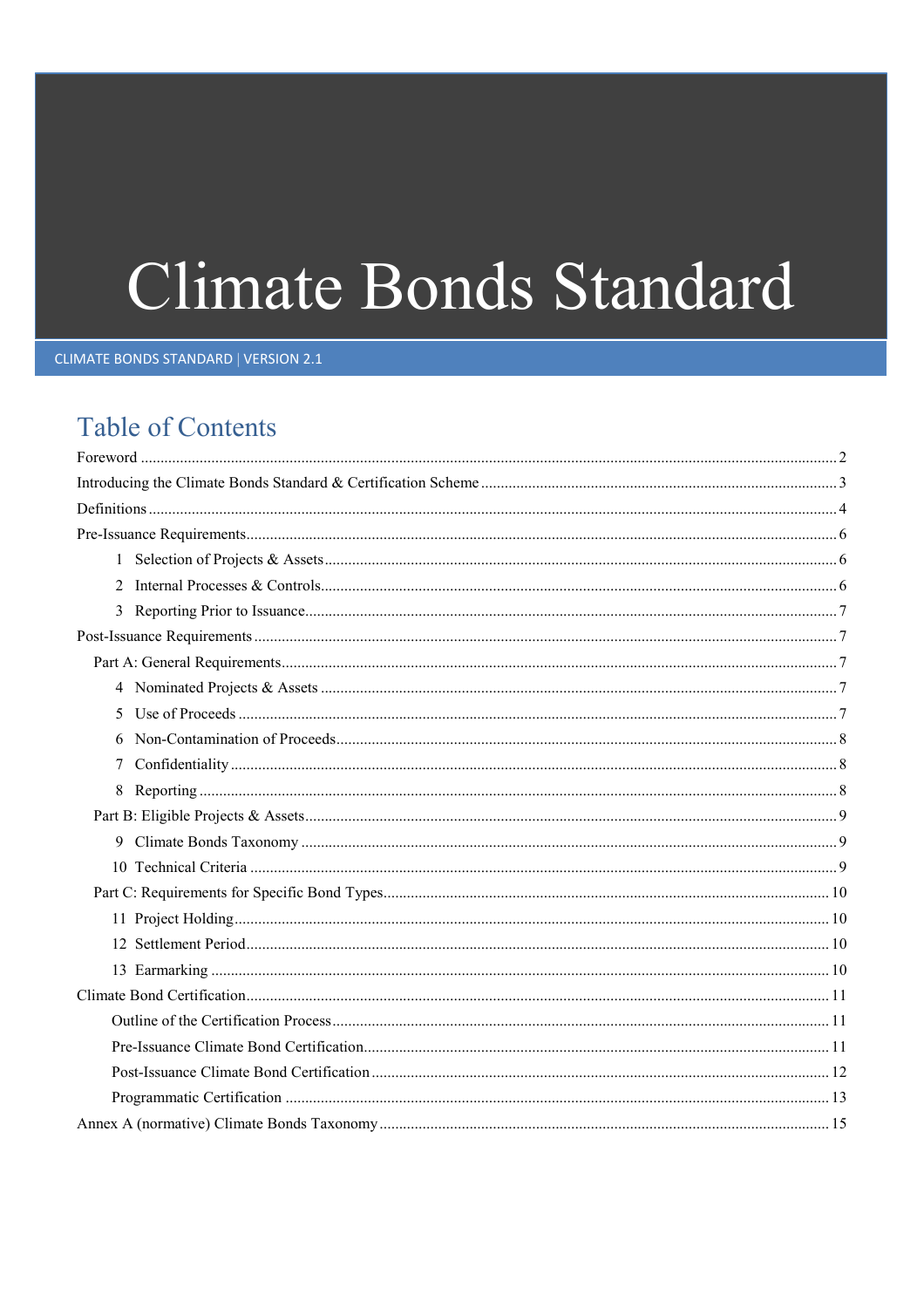# Climate Bonds Standard

CLIMATE BONDS STANDARD | VERSION 2.1

## Table of Contents

Foreword ........ 2

Introducing the Climate Bonds Standard & Certification Scheme ........ 3

Definitions ........ 4

Pre-Issuance Requirements ........ 6

- 1 Selection of Projects & Assets ........ 6
- 2 Internal Processes & Controls ........ 6
- 3 Reporting Prior to Issuance ........ 7

Post-Issuance Requirements ........ 7

- Part A: General Requirements ........ 7
  - 4 Nominated Projects & Assets ........ 7
  - 5 Use of Proceeds ........ 7
  - 6 Non-Contamination of Proceeds ........ 8
  - 7 Confidentiality ........ 8
  - 8 Reporting ........ 8
- Part B: Eligible Projects & Assets ........ 9
  - 9 Climate Bonds Taxonomy ........ 9
  - 10 Technical Criteria ........ 9
- Part C: Requirements for Specific Bond Types ........ 10
  - 11 Project Holding ........ 10
  - 12 Settlement Period ........ 10
  - 13 Earmarking ........ 10

Climate Bond Certification ........ 11

- Outline of the Certification Process ........ 11
- Pre-Issuance Climate Bond Certification ........ 11
- Post-Issuance Climate Bond Certification ........ 12
- Programmatic Certification ........ 13

Annex A (normative) Climate Bonds Taxonomy ........ 15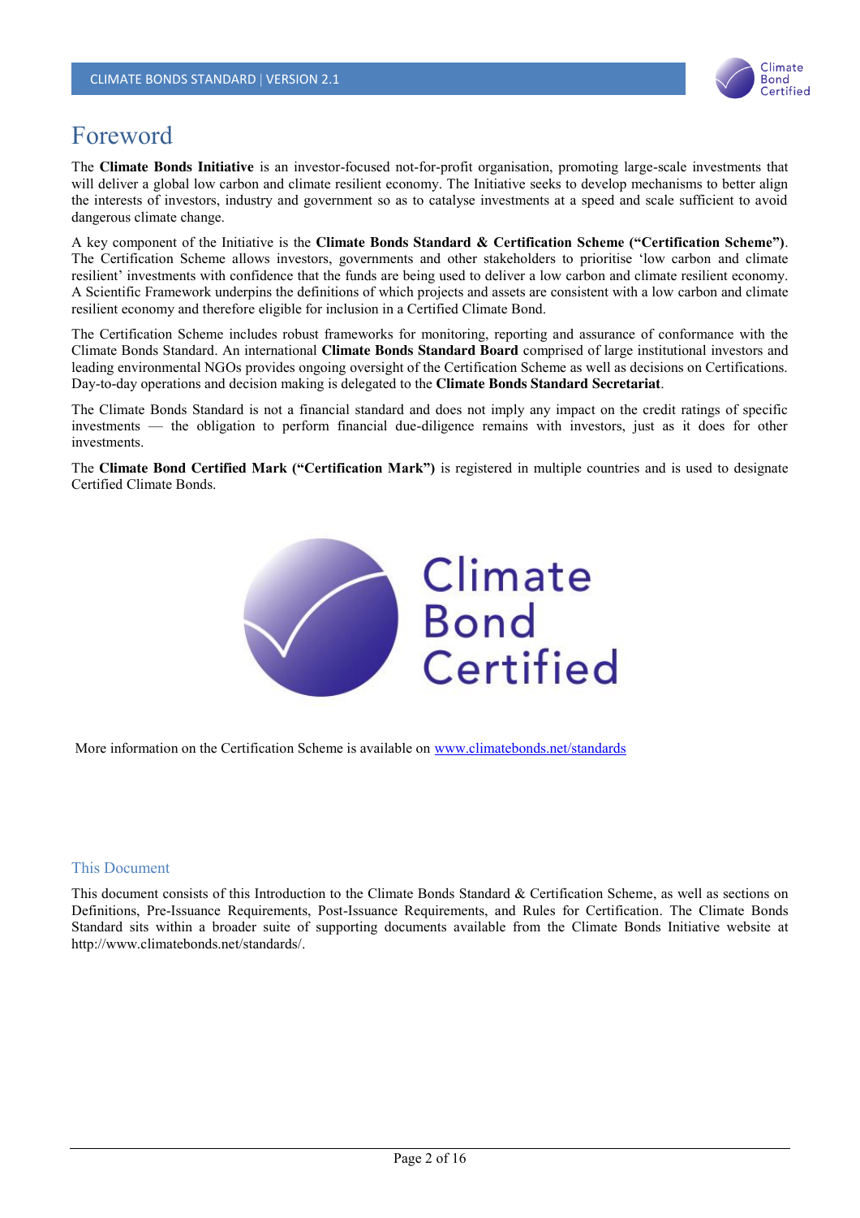# Foreword

The **Climate Bonds Initiative** is an investor-focused not-for-profit organisation, promoting large-scale investments that will deliver a global low carbon and climate resilient economy. The Initiative seeks to develop mechanisms to better align the interests of investors, industry and government so as to catalyse investments at a speed and scale sufficient to avoid dangerous climate change.

A key component of the Initiative is the **Climate Bonds Standard & Certification Scheme ("Certification Scheme")**. The Certification Scheme allows investors, governments and other stakeholders to prioritise 'low carbon and climate resilient' investments with confidence that the funds are being used to deliver a low carbon and climate resilient economy. A Scientific Framework underpins the definitions of which projects and assets are consistent with a low carbon and climate resilient economy and therefore eligible for inclusion in a Certified Climate Bond.

The Certification Scheme includes robust frameworks for monitoring, reporting and assurance of conformance with the Climate Bonds Standard. An international **Climate Bonds Standard Board** comprised of large institutional investors and leading environmental NGOs provides ongoing oversight of the Certification Scheme as well as decisions on Certifications. Day-to-day operations and decision making is delegated to the **Climate Bonds Standard Secretariat**.

The Climate Bonds Standard is not a financial standard and does not imply any impact on the credit ratings of specific investments — the obligation to perform financial due-diligence remains with investors, just as it does for other investments.

The **Climate Bond Certified Mark ("Certification Mark")** is registered in multiple countries and is used to designate Certified Climate Bonds.

Climate Bond Certified

More information on the Certification Scheme is available on [www.climatebonds.net/standards](www.climatebonds.net/standards)

## This Document

This document consists of this Introduction to the Climate Bonds Standard & Certification Scheme, as well as sections on Definitions, Pre-Issuance Requirements, Post-Issuance Requirements, and Rules for Certification. The Climate Bonds Standard sits within a broader suite of supporting documents available from the Climate Bonds Initiative website at http://www.climatebonds.net/standards/.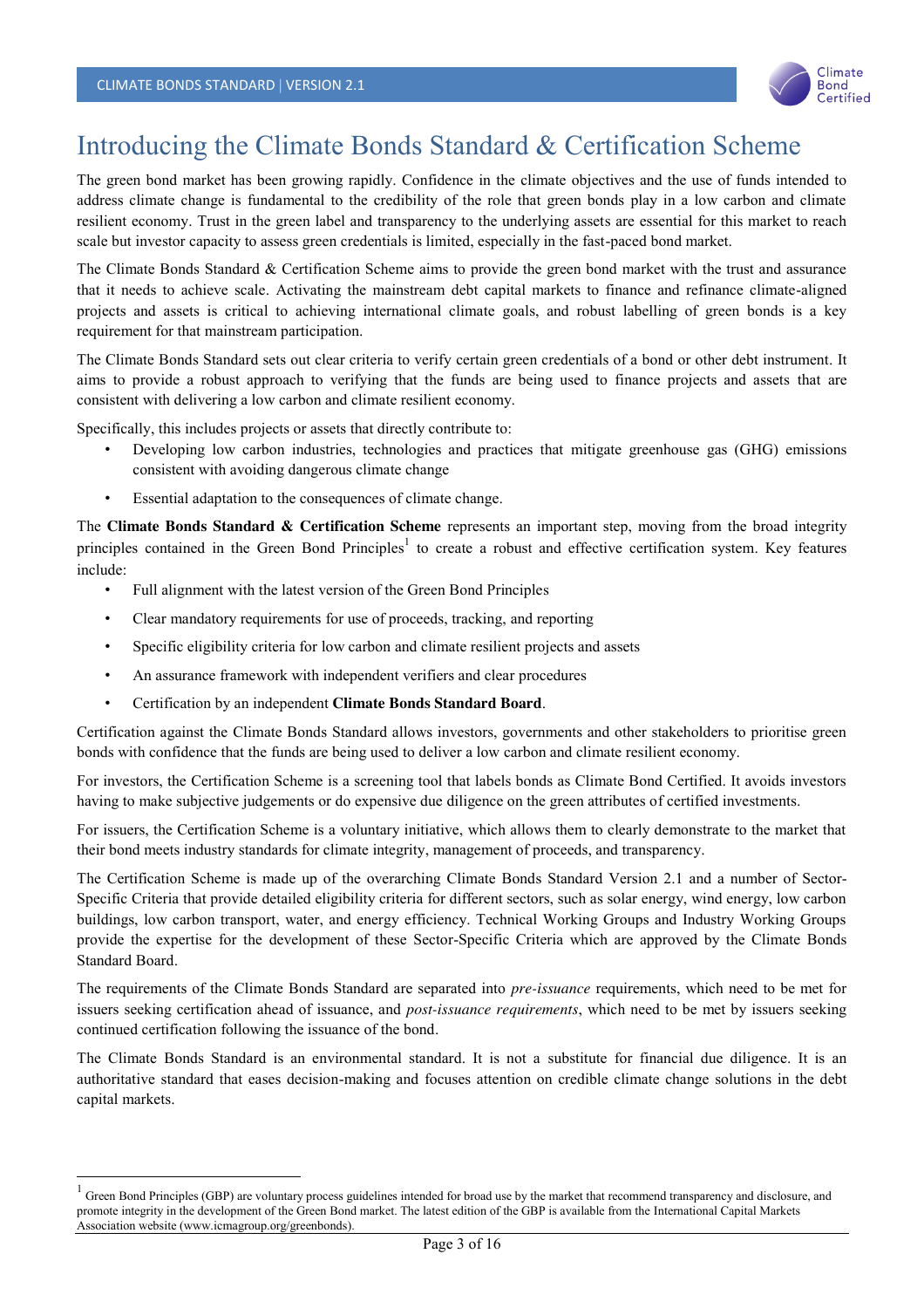# Introducing the Climate Bonds Standard & Certification Scheme

The green bond market has been growing rapidly. Confidence in the climate objectives and the use of funds intended to address climate change is fundamental to the credibility of the role that green bonds play in a low carbon and climate resilient economy. Trust in the green label and transparency to the underlying assets are essential for this market to reach scale but investor capacity to assess green credentials is limited, especially in the fast-paced bond market.

The Climate Bonds Standard & Certification Scheme aims to provide the green bond market with the trust and assurance that it needs to achieve scale. Activating the mainstream debt capital markets to finance and refinance climate-aligned projects and assets is critical to achieving international climate goals, and robust labelling of green bonds is a key requirement for that mainstream participation.

The Climate Bonds Standard sets out clear criteria to verify certain green credentials of a bond or other debt instrument. It aims to provide a robust approach to verifying that the funds are being used to finance projects and assets that are consistent with delivering a low carbon and climate resilient economy.

Specifically, this includes projects or assets that directly contribute to:

- Developing low carbon industries, technologies and practices that mitigate greenhouse gas (GHG) emissions consistent with avoiding dangerous climate change
- Essential adaptation to the consequences of climate change.

The **Climate Bonds Standard & Certification Scheme** represents an important step, moving from the broad integrity principles contained in the Green Bond Principles[1] to create a robust and effective certification system. Key features include:

- Full alignment with the latest version of the Green Bond Principles
- Clear mandatory requirements for use of proceeds, tracking, and reporting
- Specific eligibility criteria for low carbon and climate resilient projects and assets
- An assurance framework with independent verifiers and clear procedures
- Certification by an independent **Climate Bonds Standard Board**.

Certification against the Climate Bonds Standard allows investors, governments and other stakeholders to prioritise green bonds with confidence that the funds are being used to deliver a low carbon and climate resilient economy.

For investors, the Certification Scheme is a screening tool that labels bonds as Climate Bond Certified. It avoids investors having to make subjective judgements or do expensive due diligence on the green attributes of certified investments.

For issuers, the Certification Scheme is a voluntary initiative, which allows them to clearly demonstrate to the market that their bond meets industry standards for climate integrity, management of proceeds, and transparency.

The Certification Scheme is made up of the overarching Climate Bonds Standard Version 2.1 and a number of Sector-Specific Criteria that provide detailed eligibility criteria for different sectors, such as solar energy, wind energy, low carbon buildings, low carbon transport, water, and energy efficiency. Technical Working Groups and Industry Working Groups provide the expertise for the development of these Sector-Specific Criteria which are approved by the Climate Bonds Standard Board.

The requirements of the Climate Bonds Standard are separated into *pre-issuance* requirements, which need to be met for issuers seeking certification ahead of issuance, and *post-issuance requirements*, which need to be met by issuers seeking continued certification following the issuance of the bond.

The Climate Bonds Standard is an environmental standard. It is not a substitute for financial due diligence. It is an authoritative standard that eases decision-making and focuses attention on credible climate change solutions in the debt capital markets.

---

[1] Green Bond Principles (GBP) are voluntary process guidelines intended for broad use by the market that recommend transparency and disclosure, and promote integrity in the development of the Green Bond market. The latest edition of the GBP is available from the International Capital Markets Association website (www.icmagroup.org/greenbonds).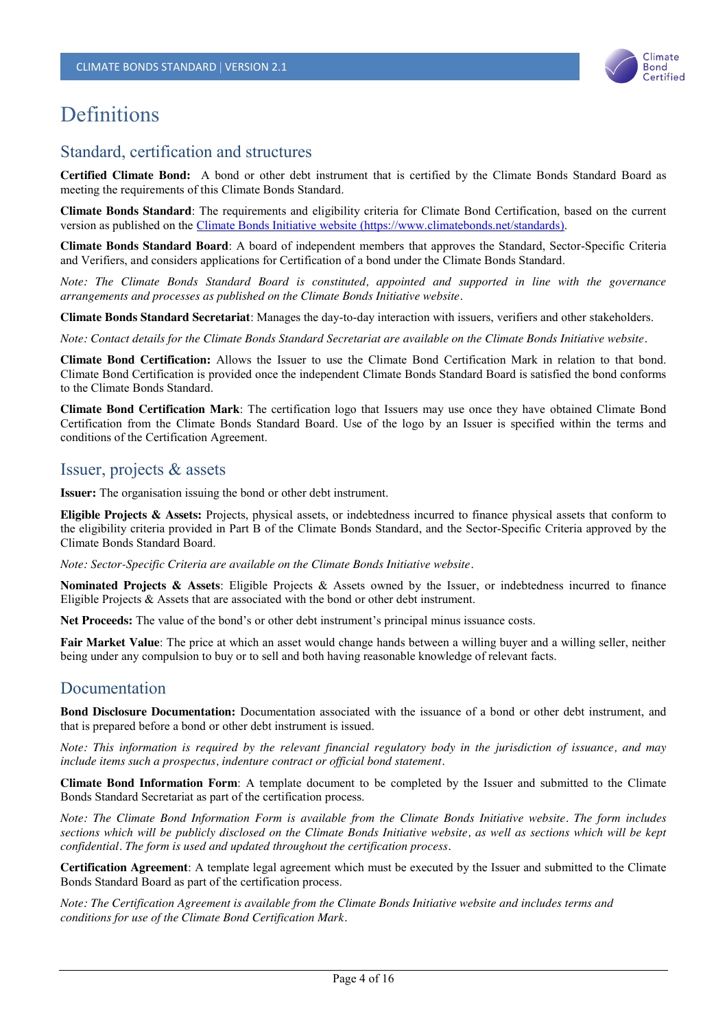# Definitions

## Standard, certification and structures

**Certified Climate Bond:** A bond or other debt instrument that is certified by the Climate Bonds Standard Board as meeting the requirements of this Climate Bonds Standard.

**Climate Bonds Standard**: The requirements and eligibility criteria for Climate Bond Certification, based on the current version as published on the [Climate Bonds Initiative website (https://www.climatebonds.net/standards)](https://www.climatebonds.net/standards).

**Climate Bonds Standard Board**: A board of independent members that approves the Standard, Sector-Specific Criteria and Verifiers, and considers applications for Certification of a bond under the Climate Bonds Standard.

*Note: The Climate Bonds Standard Board is constituted, appointed and supported in line with the governance arrangements and processes as published on the Climate Bonds Initiative website.*

**Climate Bonds Standard Secretariat**: Manages the day-to-day interaction with issuers, verifiers and other stakeholders.

*Note: Contact details for the Climate Bonds Standard Secretariat are available on the Climate Bonds Initiative website.*

**Climate Bond Certification:** Allows the Issuer to use the Climate Bond Certification Mark in relation to that bond. Climate Bond Certification is provided once the independent Climate Bonds Standard Board is satisfied the bond conforms to the Climate Bonds Standard.

**Climate Bond Certification Mark**: The certification logo that Issuers may use once they have obtained Climate Bond Certification from the Climate Bonds Standard Board. Use of the logo by an Issuer is specified within the terms and conditions of the Certification Agreement.

## Issuer, projects & assets

**Issuer:** The organisation issuing the bond or other debt instrument.

**Eligible Projects & Assets:** Projects, physical assets, or indebtedness incurred to finance physical assets that conform to the eligibility criteria provided in Part B of the Climate Bonds Standard, and the Sector-Specific Criteria approved by the Climate Bonds Standard Board.

*Note: Sector-Specific Criteria are available on the Climate Bonds Initiative website.*

**Nominated Projects & Assets**: Eligible Projects & Assets owned by the Issuer, or indebtedness incurred to finance Eligible Projects & Assets that are associated with the bond or other debt instrument.

**Net Proceeds:** The value of the bond's or other debt instrument's principal minus issuance costs.

**Fair Market Value**: The price at which an asset would change hands between a willing buyer and a willing seller, neither being under any compulsion to buy or to sell and both having reasonable knowledge of relevant facts.

## Documentation

**Bond Disclosure Documentation:** Documentation associated with the issuance of a bond or other debt instrument, and that is prepared before a bond or other debt instrument is issued.

*Note: This information is required by the relevant financial regulatory body in the jurisdiction of issuance, and may include items such a prospectus, indenture contract or official bond statement.*

**Climate Bond Information Form**: A template document to be completed by the Issuer and submitted to the Climate Bonds Standard Secretariat as part of the certification process.

*Note: The Climate Bond Information Form is available from the Climate Bonds Initiative website. The form includes sections which will be publicly disclosed on the Climate Bonds Initiative website, as well as sections which will be kept confidential. The form is used and updated throughout the certification process.*

**Certification Agreement**: A template legal agreement which must be executed by the Issuer and submitted to the Climate Bonds Standard Board as part of the certification process.

*Note: The Certification Agreement is available from the Climate Bonds Initiative website and includes terms and conditions for use of the Climate Bond Certification Mark.*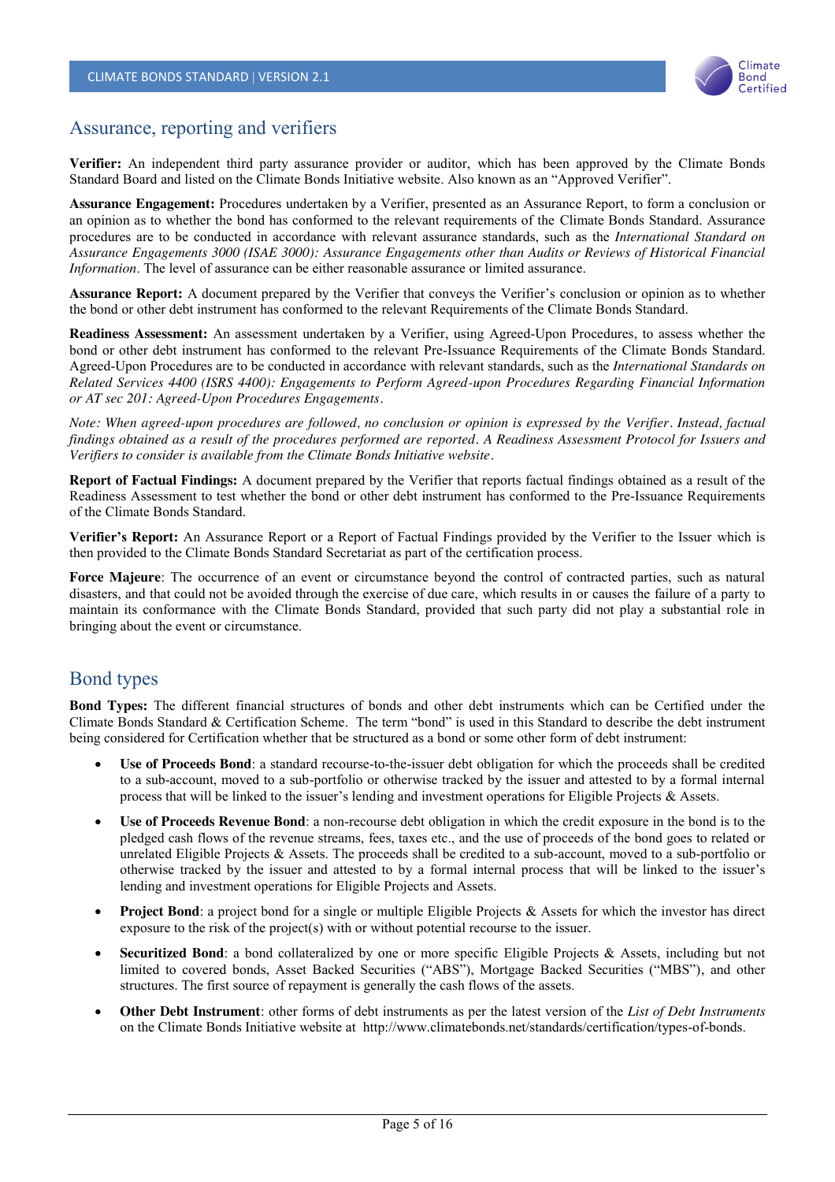## Assurance, reporting and verifiers

**Verifier:** An independent third party assurance provider or auditor, which has been approved by the Climate Bonds Standard Board and listed on the Climate Bonds Initiative website. Also known as an "Approved Verifier".

**Assurance Engagement:** Procedures undertaken by a Verifier, presented as an Assurance Report, to form a conclusion or an opinion as to whether the bond has conformed to the relevant requirements of the Climate Bonds Standard. Assurance procedures are to be conducted in accordance with relevant assurance standards, such as the *International Standard on Assurance Engagements 3000 (ISAE 3000): Assurance Engagements other than Audits or Reviews of Historical Financial Information*. The level of assurance can be either reasonable assurance or limited assurance.

**Assurance Report:** A document prepared by the Verifier that conveys the Verifier's conclusion or opinion as to whether the bond or other debt instrument has conformed to the relevant Requirements of the Climate Bonds Standard.

**Readiness Assessment:** An assessment undertaken by a Verifier, using Agreed-Upon Procedures, to assess whether the bond or other debt instrument has conformed to the relevant Pre-Issuance Requirements of the Climate Bonds Standard. Agreed-Upon Procedures are to be conducted in accordance with relevant standards, such as the *International Standards on Related Services 4400 (ISRS 4400): Engagements to Perform Agreed-upon Procedures Regarding Financial Information or AT sec 201: Agreed-Upon Procedures Engagements*.

*Note: When agreed-upon procedures are followed, no conclusion or opinion is expressed by the Verifier. Instead, factual findings obtained as a result of the procedures performed are reported. A Readiness Assessment Protocol for Issuers and Verifiers to consider is available from the Climate Bonds Initiative website.*

**Report of Factual Findings:** A document prepared by the Verifier that reports factual findings obtained as a result of the Readiness Assessment to test whether the bond or other debt instrument has conformed to the Pre-Issuance Requirements of the Climate Bonds Standard.

**Verifier's Report:** An Assurance Report or a Report of Factual Findings provided by the Verifier to the Issuer which is then provided to the Climate Bonds Standard Secretariat as part of the certification process.

**Force Majeure**: The occurrence of an event or circumstance beyond the control of contracted parties, such as natural disasters, and that could not be avoided through the exercise of due care, which results in or causes the failure of a party to maintain its conformance with the Climate Bonds Standard, provided that such party did not play a substantial role in bringing about the event or circumstance.

## Bond types

**Bond Types:** The different financial structures of bonds and other debt instruments which can be Certified under the Climate Bonds Standard & Certification Scheme. The term "bond" is used in this Standard to describe the debt instrument being considered for Certification whether that be structured as a bond or some other form of debt instrument:

- **Use of Proceeds Bond**: a standard recourse-to-the-issuer debt obligation for which the proceeds shall be credited to a sub-account, moved to a sub-portfolio or otherwise tracked by the issuer and attested to by a formal internal process that will be linked to the issuer's lending and investment operations for Eligible Projects & Assets.
- **Use of Proceeds Revenue Bond**: a non-recourse debt obligation in which the credit exposure in the bond is to the pledged cash flows of the revenue streams, fees, taxes etc., and the use of proceeds of the bond goes to related or unrelated Eligible Projects & Assets. The proceeds shall be credited to a sub-account, moved to a sub-portfolio or otherwise tracked by the issuer and attested to by a formal internal process that will be linked to the issuer's lending and investment operations for Eligible Projects and Assets.
- **Project Bond**: a project bond for a single or multiple Eligible Projects & Assets for which the investor has direct exposure to the risk of the project(s) with or without potential recourse to the issuer.
- **Securitized Bond**: a bond collateralized by one or more specific Eligible Projects & Assets, including but not limited to covered bonds, Asset Backed Securities ("ABS"), Mortgage Backed Securities ("MBS"), and other structures. The first source of repayment is generally the cash flows of the assets.
- **Other Debt Instrument**: other forms of debt instruments as per the latest version of the *List of Debt Instruments* on the Climate Bonds Initiative website at http://www.climatebonds.net/standards/certification/types-of-bonds.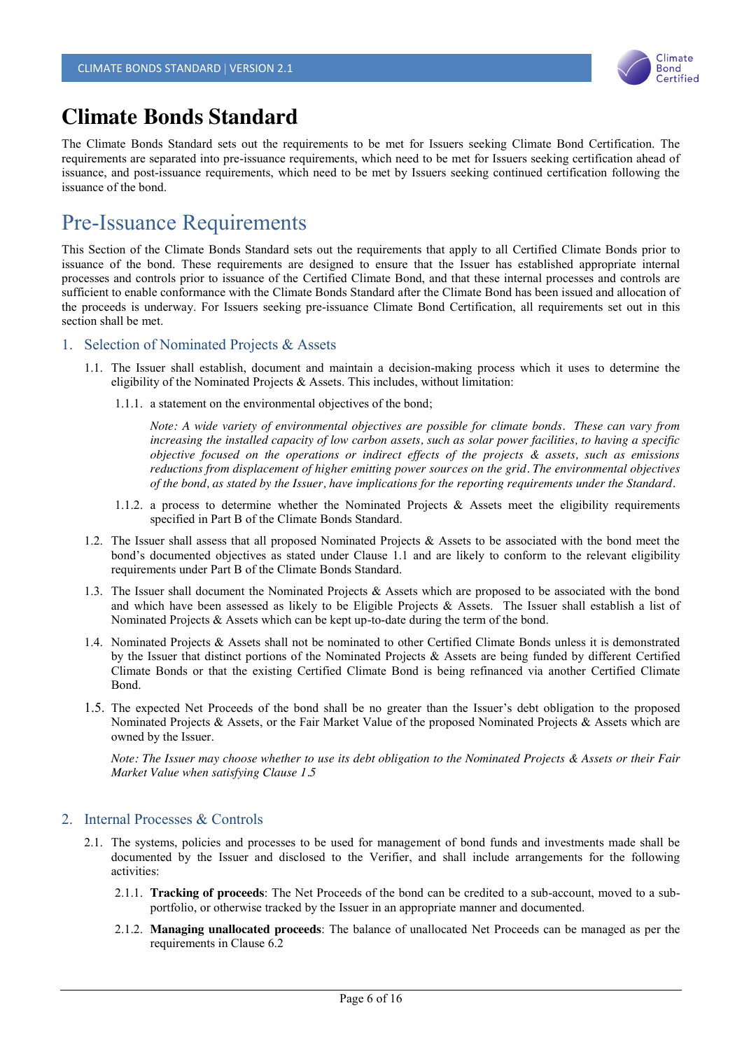# Climate Bonds Standard

The Climate Bonds Standard sets out the requirements to be met for Issuers seeking Climate Bond Certification. The requirements are separated into pre-issuance requirements, which need to be met for Issuers seeking certification ahead of issuance, and post-issuance requirements, which need to be met by Issuers seeking continued certification following the issuance of the bond.

## Pre-Issuance Requirements

This Section of the Climate Bonds Standard sets out the requirements that apply to all Certified Climate Bonds prior to issuance of the bond. These requirements are designed to ensure that the Issuer has established appropriate internal processes and controls prior to issuance of the Certified Climate Bond, and that these internal processes and controls are sufficient to enable conformance with the Climate Bonds Standard after the Climate Bond has been issued and allocation of the proceeds is underway. For Issuers seeking pre-issuance Climate Bond Certification, all requirements set out in this section shall be met.

### 1. Selection of Nominated Projects & Assets

1.1. The Issuer shall establish, document and maintain a decision-making process which it uses to determine the eligibility of the Nominated Projects & Assets. This includes, without limitation:

1.1.1. a statement on the environmental objectives of the bond;

*Note: A wide variety of environmental objectives are possible for climate bonds. These can vary from increasing the installed capacity of low carbon assets, such as solar power facilities, to having a specific objective focused on the operations or indirect effects of the projects & assets, such as emissions reductions from displacement of higher emitting power sources on the grid. The environmental objectives of the bond, as stated by the Issuer, have implications for the reporting requirements under the Standard.*

1.1.2. a process to determine whether the Nominated Projects & Assets meet the eligibility requirements specified in Part B of the Climate Bonds Standard.

1.2. The Issuer shall assess that all proposed Nominated Projects & Assets to be associated with the bond meet the bond's documented objectives as stated under Clause 1.1 and are likely to conform to the relevant eligibility requirements under Part B of the Climate Bonds Standard.

1.3. The Issuer shall document the Nominated Projects & Assets which are proposed to be associated with the bond and which have been assessed as likely to be Eligible Projects & Assets. The Issuer shall establish a list of Nominated Projects & Assets which can be kept up-to-date during the term of the bond.

1.4. Nominated Projects & Assets shall not be nominated to other Certified Climate Bonds unless it is demonstrated by the Issuer that distinct portions of the Nominated Projects & Assets are being funded by different Certified Climate Bonds or that the existing Certified Climate Bond is being refinanced via another Certified Climate Bond.

1.5. The expected Net Proceeds of the bond shall be no greater than the Issuer's debt obligation to the proposed Nominated Projects & Assets, or the Fair Market Value of the proposed Nominated Projects & Assets which are owned by the Issuer.

*Note: The Issuer may choose whether to use its debt obligation to the Nominated Projects & Assets or their Fair Market Value when satisfying Clause 1.5*

### 2. Internal Processes & Controls

2.1. The systems, policies and processes to be used for management of bond funds and investments made shall be documented by the Issuer and disclosed to the Verifier, and shall include arrangements for the following activities:

2.1.1. **Tracking of proceeds**: The Net Proceeds of the bond can be credited to a sub-account, moved to a sub-portfolio, or otherwise tracked by the Issuer in an appropriate manner and documented.

2.1.2. **Managing unallocated proceeds**: The balance of unallocated Net Proceeds can be managed as per the requirements in Clause 6.2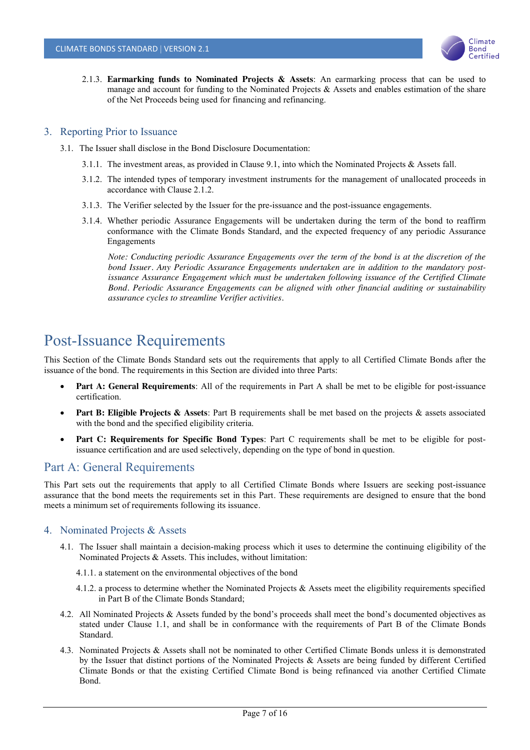2.1.3. **Earmarking funds to Nominated Projects & Assets**: An earmarking process that can be used to manage and account for funding to the Nominated Projects & Assets and enables estimation of the share of the Net Proceeds being used for financing and refinancing.

## 3. Reporting Prior to Issuance

3.1. The Issuer shall disclose in the Bond Disclosure Documentation:

3.1.1. The investment areas, as provided in Clause 9.1, into which the Nominated Projects & Assets fall.

3.1.2. The intended types of temporary investment instruments for the management of unallocated proceeds in accordance with Clause 2.1.2.

3.1.3. The Verifier selected by the Issuer for the pre-issuance and the post-issuance engagements.

3.1.4. Whether periodic Assurance Engagements will be undertaken during the term of the bond to reaffirm conformance with the Climate Bonds Standard, and the expected frequency of any periodic Assurance Engagements

*Note: Conducting periodic Assurance Engagements over the term of the bond is at the discretion of the bond Issuer. Any Periodic Assurance Engagements undertaken are in addition to the mandatory post-issuance Assurance Engagement which must be undertaken following issuance of the Certified Climate Bond. Periodic Assurance Engagements can be aligned with other financial auditing or sustainability assurance cycles to streamline Verifier activities.*

# Post-Issuance Requirements

This Section of the Climate Bonds Standard sets out the requirements that apply to all Certified Climate Bonds after the issuance of the bond. The requirements in this Section are divided into three Parts:

- **Part A: General Requirements**: All of the requirements in Part A shall be met to be eligible for post-issuance certification.
- **Part B: Eligible Projects & Assets**: Part B requirements shall be met based on the projects & assets associated with the bond and the specified eligibility criteria.
- **Part C: Requirements for Specific Bond Types**: Part C requirements shall be met to be eligible for post-issuance certification and are used selectively, depending on the type of bond in question.

## Part A: General Requirements

This Part sets out the requirements that apply to all Certified Climate Bonds where Issuers are seeking post-issuance assurance that the bond meets the requirements set in this Part. These requirements are designed to ensure that the bond meets a minimum set of requirements following its issuance.

## 4. Nominated Projects & Assets

4.1. The Issuer shall maintain a decision-making process which it uses to determine the continuing eligibility of the Nominated Projects & Assets. This includes, without limitation:

4.1.1. a statement on the environmental objectives of the bond

4.1.2. a process to determine whether the Nominated Projects & Assets meet the eligibility requirements specified in Part B of the Climate Bonds Standard;

4.2. All Nominated Projects & Assets funded by the bond's proceeds shall meet the bond's documented objectives as stated under Clause 1.1, and shall be in conformance with the requirements of Part B of the Climate Bonds Standard.

4.3. Nominated Projects & Assets shall not be nominated to other Certified Climate Bonds unless it is demonstrated by the Issuer that distinct portions of the Nominated Projects & Assets are being funded by different Certified Climate Bonds or that the existing Certified Climate Bond is being refinanced via another Certified Climate Bond.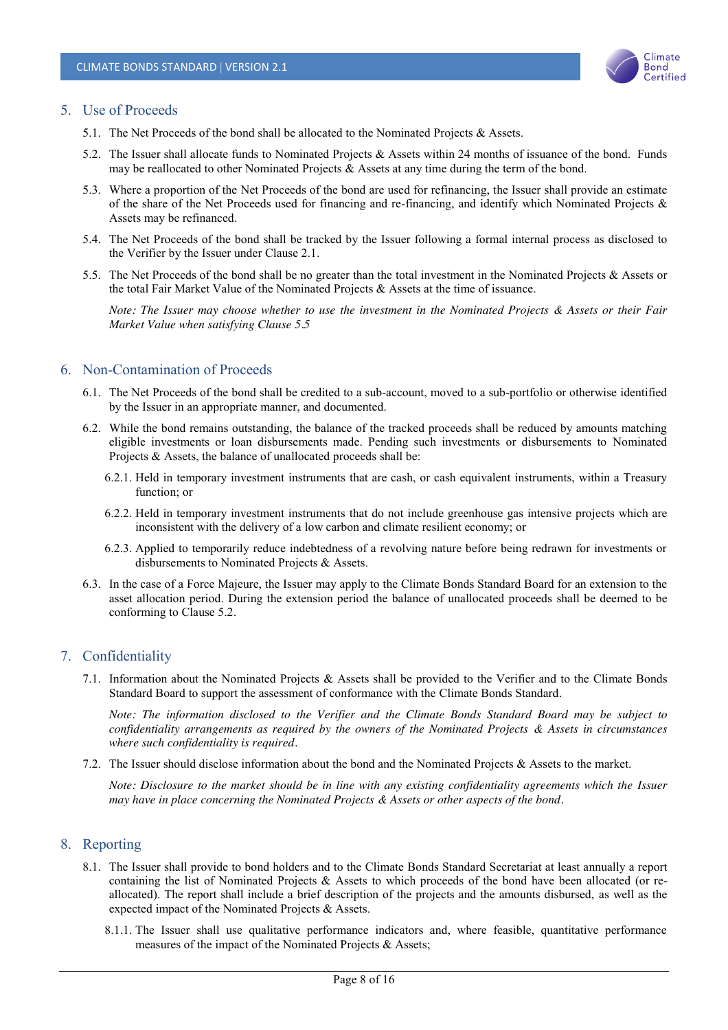## 5. Use of Proceeds

5.1. The Net Proceeds of the bond shall be allocated to the Nominated Projects & Assets.

5.2. The Issuer shall allocate funds to Nominated Projects & Assets within 24 months of issuance of the bond. Funds may be reallocated to other Nominated Projects & Assets at any time during the term of the bond.

5.3. Where a proportion of the Net Proceeds of the bond are used for refinancing, the Issuer shall provide an estimate of the share of the Net Proceeds used for financing and re-financing, and identify which Nominated Projects & Assets may be refinanced.

5.4. The Net Proceeds of the bond shall be tracked by the Issuer following a formal internal process as disclosed to the Verifier by the Issuer under Clause 2.1.

5.5. The Net Proceeds of the bond shall be no greater than the total investment in the Nominated Projects & Assets or the total Fair Market Value of the Nominated Projects & Assets at the time of issuance.

*Note: The Issuer may choose whether to use the investment in the Nominated Projects & Assets or their Fair Market Value when satisfying Clause 5.5*

## 6. Non-Contamination of Proceeds

6.1. The Net Proceeds of the bond shall be credited to a sub-account, moved to a sub-portfolio or otherwise identified by the Issuer in an appropriate manner, and documented.

6.2. While the bond remains outstanding, the balance of the tracked proceeds shall be reduced by amounts matching eligible investments or loan disbursements made. Pending such investments or disbursements to Nominated Projects & Assets, the balance of unallocated proceeds shall be:

6.2.1. Held in temporary investment instruments that are cash, or cash equivalent instruments, within a Treasury function; or

6.2.2. Held in temporary investment instruments that do not include greenhouse gas intensive projects which are inconsistent with the delivery of a low carbon and climate resilient economy; or

6.2.3. Applied to temporarily reduce indebtedness of a revolving nature before being redrawn for investments or disbursements to Nominated Projects & Assets.

6.3. In the case of a Force Majeure, the Issuer may apply to the Climate Bonds Standard Board for an extension to the asset allocation period. During the extension period the balance of unallocated proceeds shall be deemed to be conforming to Clause 5.2.

## 7. Confidentiality

7.1. Information about the Nominated Projects & Assets shall be provided to the Verifier and to the Climate Bonds Standard Board to support the assessment of conformance with the Climate Bonds Standard.

*Note: The information disclosed to the Verifier and the Climate Bonds Standard Board may be subject to confidentiality arrangements as required by the owners of the Nominated Projects & Assets in circumstances where such confidentiality is required.*

7.2. The Issuer should disclose information about the bond and the Nominated Projects & Assets to the market.

*Note: Disclosure to the market should be in line with any existing confidentiality agreements which the Issuer may have in place concerning the Nominated Projects & Assets or other aspects of the bond.*

## 8. Reporting

8.1. The Issuer shall provide to bond holders and to the Climate Bonds Standard Secretariat at least annually a report containing the list of Nominated Projects & Assets to which proceeds of the bond have been allocated (or re-allocated). The report shall include a brief description of the projects and the amounts disbursed, as well as the expected impact of the Nominated Projects & Assets.

8.1.1. The Issuer shall use qualitative performance indicators and, where feasible, quantitative performance measures of the impact of the Nominated Projects & Assets;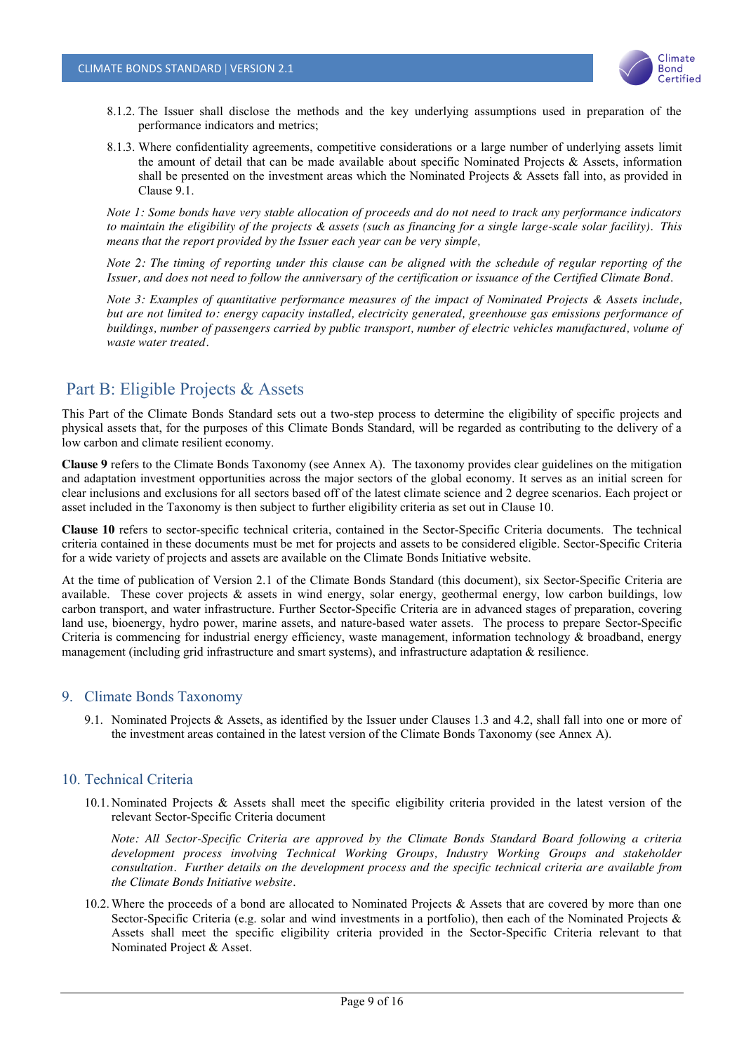8.1.2. The Issuer shall disclose the methods and the key underlying assumptions used in preparation of the performance indicators and metrics;

8.1.3. Where confidentiality agreements, competitive considerations or a large number of underlying assets limit the amount of detail that can be made available about specific Nominated Projects & Assets, information shall be presented on the investment areas which the Nominated Projects & Assets fall into, as provided in Clause 9.1.

*Note 1: Some bonds have very stable allocation of proceeds and do not need to track any performance indicators to maintain the eligibility of the projects & assets (such as financing for a single large-scale solar facility). This means that the report provided by the Issuer each year can be very simple,*

*Note 2: The timing of reporting under this clause can be aligned with the schedule of regular reporting of the Issuer, and does not need to follow the anniversary of the certification or issuance of the Certified Climate Bond.*

*Note 3: Examples of quantitative performance measures of the impact of Nominated Projects & Assets include, but are not limited to: energy capacity installed, electricity generated, greenhouse gas emissions performance of buildings, number of passengers carried by public transport, number of electric vehicles manufactured, volume of waste water treated.*

# Part B: Eligible Projects & Assets

This Part of the Climate Bonds Standard sets out a two-step process to determine the eligibility of specific projects and physical assets that, for the purposes of this Climate Bonds Standard, will be regarded as contributing to the delivery of a low carbon and climate resilient economy.

**Clause 9** refers to the Climate Bonds Taxonomy (see Annex A). The taxonomy provides clear guidelines on the mitigation and adaptation investment opportunities across the major sectors of the global economy. It serves as an initial screen for clear inclusions and exclusions for all sectors based off of the latest climate science and 2 degree scenarios. Each project or asset included in the Taxonomy is then subject to further eligibility criteria as set out in Clause 10.

**Clause 10** refers to sector-specific technical criteria, contained in the Sector-Specific Criteria documents. The technical criteria contained in these documents must be met for projects and assets to be considered eligible. Sector-Specific Criteria for a wide variety of projects and assets are available on the Climate Bonds Initiative website.

At the time of publication of Version 2.1 of the Climate Bonds Standard (this document), six Sector-Specific Criteria are available. These cover projects & assets in wind energy, solar energy, geothermal energy, low carbon buildings, low carbon transport, and water infrastructure. Further Sector-Specific Criteria are in advanced stages of preparation, covering land use, bioenergy, hydro power, marine assets, and nature-based water assets. The process to prepare Sector-Specific Criteria is commencing for industrial energy efficiency, waste management, information technology & broadband, energy management (including grid infrastructure and smart systems), and infrastructure adaptation & resilience.

## 9. Climate Bonds Taxonomy

9.1. Nominated Projects & Assets, as identified by the Issuer under Clauses 1.3 and 4.2, shall fall into one or more of the investment areas contained in the latest version of the Climate Bonds Taxonomy (see Annex A).

## 10. Technical Criteria

10.1. Nominated Projects & Assets shall meet the specific eligibility criteria provided in the latest version of the relevant Sector-Specific Criteria document

*Note: All Sector-Specific Criteria are approved by the Climate Bonds Standard Board following a criteria development process involving Technical Working Groups, Industry Working Groups and stakeholder consultation. Further details on the development process and the specific technical criteria are available from the Climate Bonds Initiative website.*

10.2. Where the proceeds of a bond are allocated to Nominated Projects & Assets that are covered by more than one Sector-Specific Criteria (e.g. solar and wind investments in a portfolio), then each of the Nominated Projects & Assets shall meet the specific eligibility criteria provided in the Sector-Specific Criteria relevant to that Nominated Project & Asset.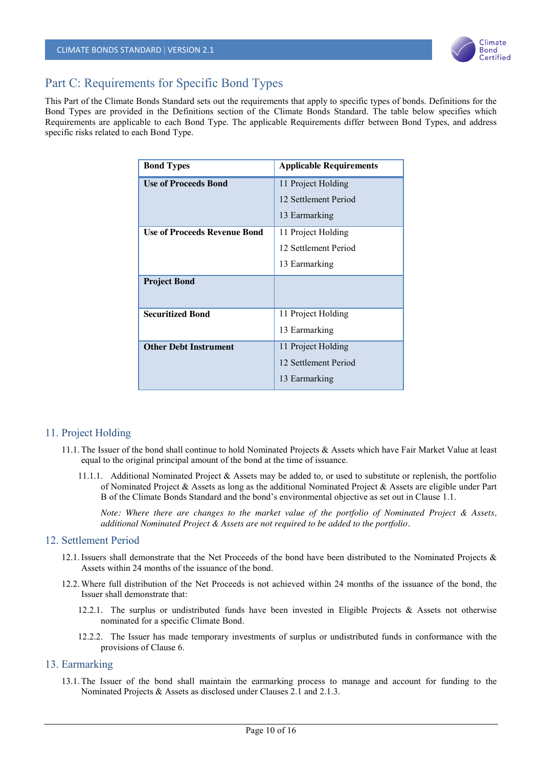# Part C: Requirements for Specific Bond Types

This Part of the Climate Bonds Standard sets out the requirements that apply to specific types of bonds. Definitions for the Bond Types are provided in the Definitions section of the Climate Bonds Standard. The table below specifies which Requirements are applicable to each Bond Type. The applicable Requirements differ between Bond Types, and address specific risks related to each Bond Type.

| Bond Types | Applicable Requirements |
|---|---|
| **Use of Proceeds Bond** | 11 Project Holding<br>12 Settlement Period<br>13 Earmarking |
| **Use of Proceeds Revenue Bond** | 11 Project Holding<br>12 Settlement Period<br>13 Earmarking |
| **Project Bond** | |
| **Securitized Bond** | 11 Project Holding<br>13 Earmarking |
| **Other Debt Instrument** | 11 Project Holding<br>12 Settlement Period<br>13 Earmarking |

## 11. Project Holding

11.1. The Issuer of the bond shall continue to hold Nominated Projects & Assets which have Fair Market Value at least equal to the original principal amount of the bond at the time of issuance.

11.1.1. Additional Nominated Project & Assets may be added to, or used to substitute or replenish, the portfolio of Nominated Project & Assets as long as the additional Nominated Project & Assets are eligible under Part B of the Climate Bonds Standard and the bond's environmental objective as set out in Clause 1.1.

*Note: Where there are changes to the market value of the portfolio of Nominated Project & Assets, additional Nominated Project & Assets are not required to be added to the portfolio.*

## 12. Settlement Period

12.1. Issuers shall demonstrate that the Net Proceeds of the bond have been distributed to the Nominated Projects & Assets within 24 months of the issuance of the bond.

12.2. Where full distribution of the Net Proceeds is not achieved within 24 months of the issuance of the bond, the Issuer shall demonstrate that:

12.2.1. The surplus or undistributed funds have been invested in Eligible Projects & Assets not otherwise nominated for a specific Climate Bond.

12.2.2. The Issuer has made temporary investments of surplus or undistributed funds in conformance with the provisions of Clause 6.

## 13. Earmarking

13.1. The Issuer of the bond shall maintain the earmarking process to manage and account for funding to the Nominated Projects & Assets as disclosed under Clauses 2.1 and 2.1.3.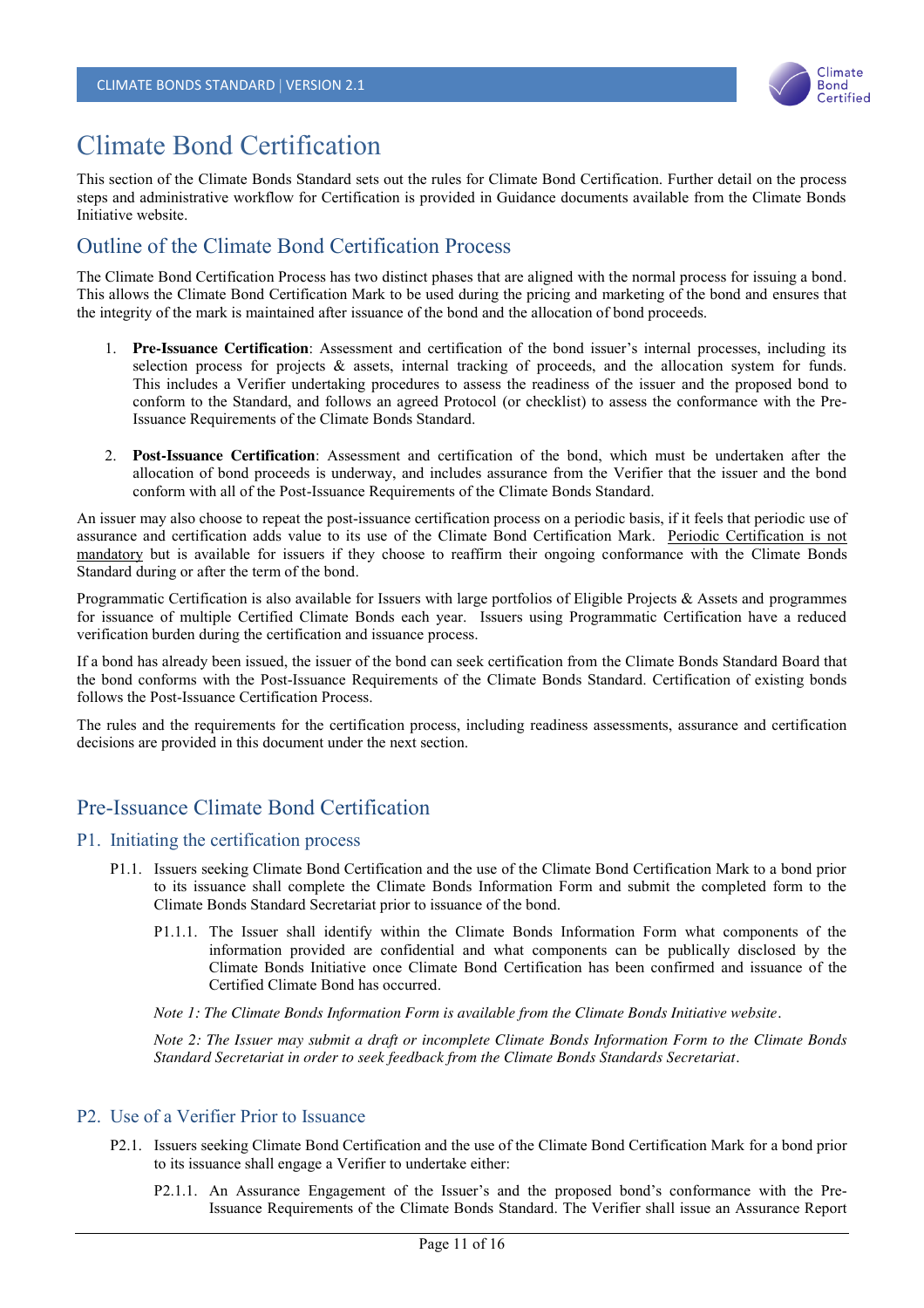# Climate Bond Certification

This section of the Climate Bonds Standard sets out the rules for Climate Bond Certification. Further detail on the process steps and administrative workflow for Certification is provided in Guidance documents available from the Climate Bonds Initiative website.

## Outline of the Climate Bond Certification Process

The Climate Bond Certification Process has two distinct phases that are aligned with the normal process for issuing a bond. This allows the Climate Bond Certification Mark to be used during the pricing and marketing of the bond and ensures that the integrity of the mark is maintained after issuance of the bond and the allocation of bond proceeds.

1. **Pre-Issuance Certification**: Assessment and certification of the bond issuer's internal processes, including its selection process for projects & assets, internal tracking of proceeds, and the allocation system for funds. This includes a Verifier undertaking procedures to assess the readiness of the issuer and the proposed bond to conform to the Standard, and follows an agreed Protocol (or checklist) to assess the conformance with the Pre-Issuance Requirements of the Climate Bonds Standard.

2. **Post-Issuance Certification**: Assessment and certification of the bond, which must be undertaken after the allocation of bond proceeds is underway, and includes assurance from the Verifier that the issuer and the bond conform with all of the Post-Issuance Requirements of the Climate Bonds Standard.

An issuer may also choose to repeat the post-issuance certification process on a periodic basis, if it feels that periodic use of assurance and certification adds value to its use of the Climate Bond Certification Mark. Periodic Certification is not mandatory but is available for issuers if they choose to reaffirm their ongoing conformance with the Climate Bonds Standard during or after the term of the bond.

Programmatic Certification is also available for Issuers with large portfolios of Eligible Projects & Assets and programmes for issuance of multiple Certified Climate Bonds each year. Issuers using Programmatic Certification have a reduced verification burden during the certification and issuance process.

If a bond has already been issued, the issuer of the bond can seek certification from the Climate Bonds Standard Board that the bond conforms with the Post-Issuance Requirements of the Climate Bonds Standard. Certification of existing bonds follows the Post-Issuance Certification Process.

The rules and the requirements for the certification process, including readiness assessments, assurance and certification decisions are provided in this document under the next section.

## Pre-Issuance Climate Bond Certification

### P1. Initiating the certification process

P1.1. Issuers seeking Climate Bond Certification and the use of the Climate Bond Certification Mark to a bond prior to its issuance shall complete the Climate Bonds Information Form and submit the completed form to the Climate Bonds Standard Secretariat prior to issuance of the bond.

P1.1.1. The Issuer shall identify within the Climate Bonds Information Form what components of the information provided are confidential and what components can be publically disclosed by the Climate Bonds Initiative once Climate Bond Certification has been confirmed and issuance of the Certified Climate Bond has occurred.

*Note 1: The Climate Bonds Information Form is available from the Climate Bonds Initiative website.*

*Note 2: The Issuer may submit a draft or incomplete Climate Bonds Information Form to the Climate Bonds Standard Secretariat in order to seek feedback from the Climate Bonds Standards Secretariat.*

### P2. Use of a Verifier Prior to Issuance

P2.1. Issuers seeking Climate Bond Certification and the use of the Climate Bond Certification Mark for a bond prior to its issuance shall engage a Verifier to undertake either:

P2.1.1. An Assurance Engagement of the Issuer's and the proposed bond's conformance with the Pre-Issuance Requirements of the Climate Bonds Standard. The Verifier shall issue an Assurance Report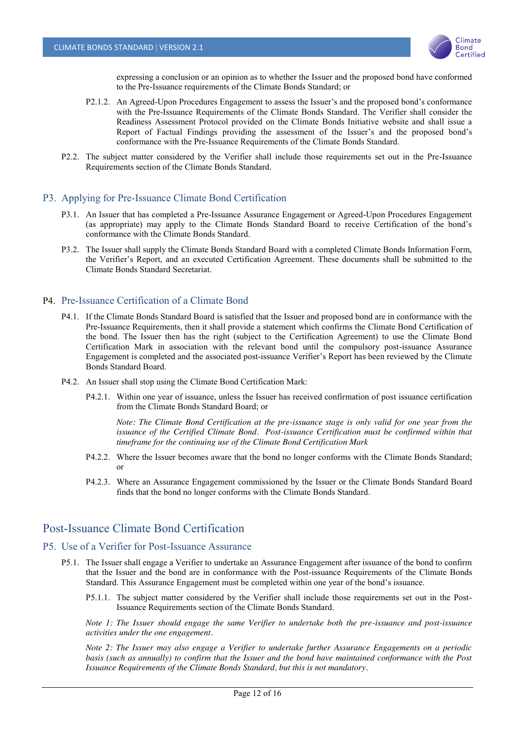expressing a conclusion or an opinion as to whether the Issuer and the proposed bond have conformed to the Pre-Issuance requirements of the Climate Bonds Standard; or

P2.1.2. An Agreed-Upon Procedures Engagement to assess the Issuer's and the proposed bond's conformance with the Pre-Issuance Requirements of the Climate Bonds Standard. The Verifier shall consider the Readiness Assessment Protocol provided on the Climate Bonds Initiative website and shall issue a Report of Factual Findings providing the assessment of the Issuer's and the proposed bond's conformance with the Pre-Issuance Requirements of the Climate Bonds Standard.

P2.2. The subject matter considered by the Verifier shall include those requirements set out in the Pre-Issuance Requirements section of the Climate Bonds Standard.

## P3. Applying for Pre-Issuance Climate Bond Certification

P3.1. An Issuer that has completed a Pre-Issuance Assurance Engagement or Agreed-Upon Procedures Engagement (as appropriate) may apply to the Climate Bonds Standard Board to receive Certification of the bond's conformance with the Climate Bonds Standard.

P3.2. The Issuer shall supply the Climate Bonds Standard Board with a completed Climate Bonds Information Form, the Verifier's Report, and an executed Certification Agreement. These documents shall be submitted to the Climate Bonds Standard Secretariat.

## P4. Pre-Issuance Certification of a Climate Bond

P4.1. If the Climate Bonds Standard Board is satisfied that the Issuer and proposed bond are in conformance with the Pre-Issuance Requirements, then it shall provide a statement which confirms the Climate Bond Certification of the bond. The Issuer then has the right (subject to the Certification Agreement) to use the Climate Bond Certification Mark in association with the relevant bond until the compulsory post-issuance Assurance Engagement is completed and the associated post-issuance Verifier's Report has been reviewed by the Climate Bonds Standard Board.

P4.2. An Issuer shall stop using the Climate Bond Certification Mark:

P4.2.1. Within one year of issuance, unless the Issuer has received confirmation of post issuance certification from the Climate Bonds Standard Board; or

*Note: The Climate Bond Certification at the pre-issuance stage is only valid for one year from the issuance of the Certified Climate Bond. Post-issuance Certification must be confirmed within that timeframe for the continuing use of the Climate Bond Certification Mark*

P4.2.2. Where the Issuer becomes aware that the bond no longer conforms with the Climate Bonds Standard; or

P4.2.3. Where an Assurance Engagement commissioned by the Issuer or the Climate Bonds Standard Board finds that the bond no longer conforms with the Climate Bonds Standard.

# Post-Issuance Climate Bond Certification

## P5. Use of a Verifier for Post-Issuance Assurance

P5.1. The Issuer shall engage a Verifier to undertake an Assurance Engagement after issuance of the bond to confirm that the Issuer and the bond are in conformance with the Post-issuance Requirements of the Climate Bonds Standard. This Assurance Engagement must be completed within one year of the bond's issuance.

P5.1.1. The subject matter considered by the Verifier shall include those requirements set out in the Post-Issuance Requirements section of the Climate Bonds Standard.

*Note 1: The Issuer should engage the same Verifier to undertake both the pre-issuance and post-issuance activities under the one engagement.*

*Note 2: The Issuer may also engage a Verifier to undertake further Assurance Engagements on a periodic basis (such as annually) to confirm that the Issuer and the bond have maintained conformance with the Post Issuance Requirements of the Climate Bonds Standard, but this is not mandatory.*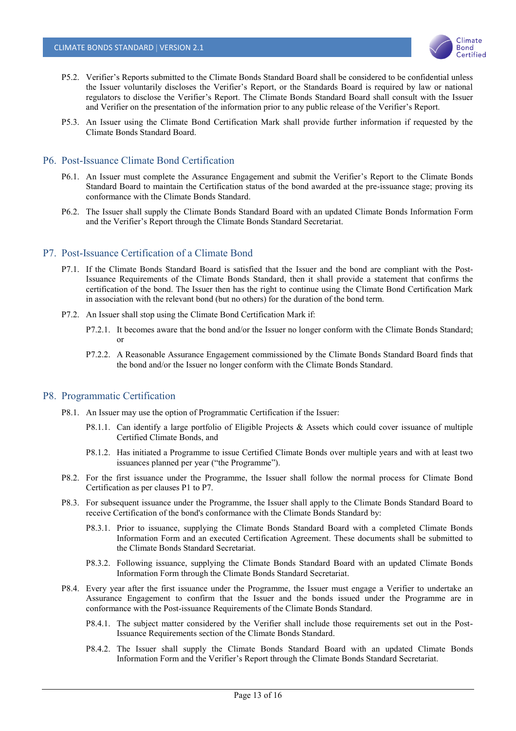P5.2. Verifier's Reports submitted to the Climate Bonds Standard Board shall be considered to be confidential unless the Issuer voluntarily discloses the Verifier's Report, or the Standards Board is required by law or national regulators to disclose the Verifier's Report. The Climate Bonds Standard Board shall consult with the Issuer and Verifier on the presentation of the information prior to any public release of the Verifier's Report.

P5.3. An Issuer using the Climate Bond Certification Mark shall provide further information if requested by the Climate Bonds Standard Board.

## P6. Post-Issuance Climate Bond Certification

P6.1. An Issuer must complete the Assurance Engagement and submit the Verifier's Report to the Climate Bonds Standard Board to maintain the Certification status of the bond awarded at the pre-issuance stage; proving its conformance with the Climate Bonds Standard.

P6.2. The Issuer shall supply the Climate Bonds Standard Board with an updated Climate Bonds Information Form and the Verifier's Report through the Climate Bonds Standard Secretariat.

## P7. Post-Issuance Certification of a Climate Bond

P7.1. If the Climate Bonds Standard Board is satisfied that the Issuer and the bond are compliant with the Post-Issuance Requirements of the Climate Bonds Standard, then it shall provide a statement that confirms the certification of the bond. The Issuer then has the right to continue using the Climate Bond Certification Mark in association with the relevant bond (but no others) for the duration of the bond term.

P7.2. An Issuer shall stop using the Climate Bond Certification Mark if:

- P7.2.1. It becomes aware that the bond and/or the Issuer no longer conform with the Climate Bonds Standard; or
- P7.2.2. A Reasonable Assurance Engagement commissioned by the Climate Bonds Standard Board finds that the bond and/or the Issuer no longer conform with the Climate Bonds Standard.

## P8. Programmatic Certification

P8.1. An Issuer may use the option of Programmatic Certification if the Issuer:

- P8.1.1. Can identify a large portfolio of Eligible Projects & Assets which could cover issuance of multiple Certified Climate Bonds, and
- P8.1.2. Has initiated a Programme to issue Certified Climate Bonds over multiple years and with at least two issuances planned per year ("the Programme").

P8.2. For the first issuance under the Programme, the Issuer shall follow the normal process for Climate Bond Certification as per clauses P1 to P7.

P8.3. For subsequent issuance under the Programme, the Issuer shall apply to the Climate Bonds Standard Board to receive Certification of the bond's conformance with the Climate Bonds Standard by:

- P8.3.1. Prior to issuance, supplying the Climate Bonds Standard Board with a completed Climate Bonds Information Form and an executed Certification Agreement. These documents shall be submitted to the Climate Bonds Standard Secretariat.
- P8.3.2. Following issuance, supplying the Climate Bonds Standard Board with an updated Climate Bonds Information Form through the Climate Bonds Standard Secretariat.

P8.4. Every year after the first issuance under the Programme, the Issuer must engage a Verifier to undertake an Assurance Engagement to confirm that the Issuer and the bonds issued under the Programme are in conformance with the Post-issuance Requirements of the Climate Bonds Standard.

- P8.4.1. The subject matter considered by the Verifier shall include those requirements set out in the Post-Issuance Requirements section of the Climate Bonds Standard.
- P8.4.2. The Issuer shall supply the Climate Bonds Standard Board with an updated Climate Bonds Information Form and the Verifier's Report through the Climate Bonds Standard Secretariat.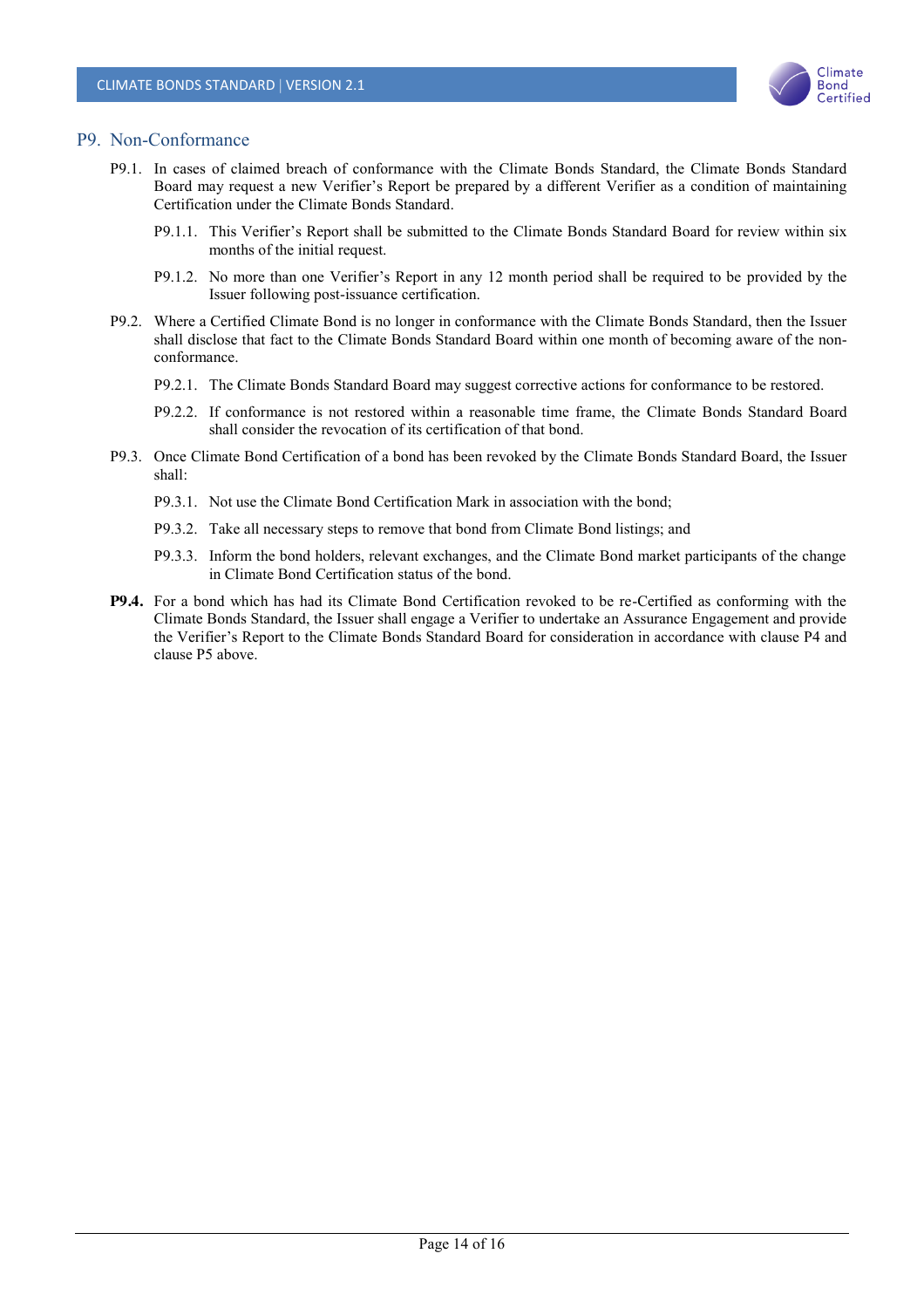## P9. Non-Conformance

P9.1. In cases of claimed breach of conformance with the Climate Bonds Standard, the Climate Bonds Standard Board may request a new Verifier's Report be prepared by a different Verifier as a condition of maintaining Certification under the Climate Bonds Standard.

P9.1.1. This Verifier's Report shall be submitted to the Climate Bonds Standard Board for review within six months of the initial request.

P9.1.2. No more than one Verifier's Report in any 12 month period shall be required to be provided by the Issuer following post-issuance certification.

P9.2. Where a Certified Climate Bond is no longer in conformance with the Climate Bonds Standard, then the Issuer shall disclose that fact to the Climate Bonds Standard Board within one month of becoming aware of the non-conformance.

P9.2.1. The Climate Bonds Standard Board may suggest corrective actions for conformance to be restored.

P9.2.2. If conformance is not restored within a reasonable time frame, the Climate Bonds Standard Board shall consider the revocation of its certification of that bond.

P9.3. Once Climate Bond Certification of a bond has been revoked by the Climate Bonds Standard Board, the Issuer shall:

P9.3.1. Not use the Climate Bond Certification Mark in association with the bond;

P9.3.2. Take all necessary steps to remove that bond from Climate Bond listings; and

P9.3.3. Inform the bond holders, relevant exchanges, and the Climate Bond market participants of the change in Climate Bond Certification status of the bond.

**P9.4.** For a bond which has had its Climate Bond Certification revoked to be re-Certified as conforming with the Climate Bonds Standard, the Issuer shall engage a Verifier to undertake an Assurance Engagement and provide the Verifier's Report to the Climate Bonds Standard Board for consideration in accordance with clause P4 and clause P5 above.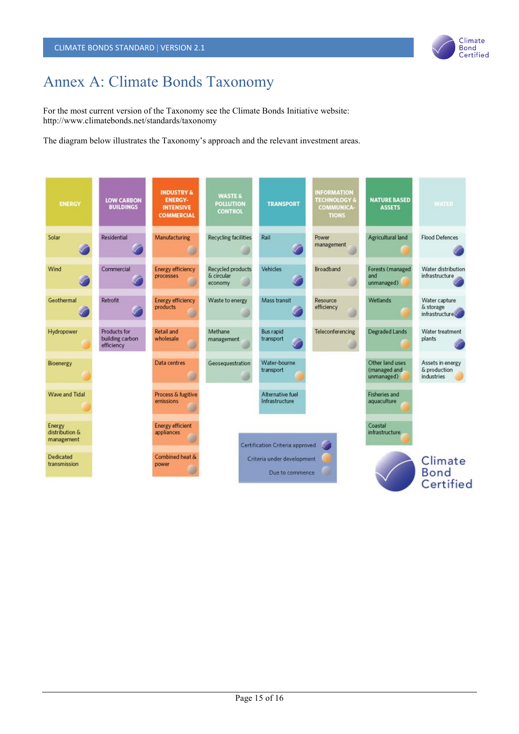# Annex A: Climate Bonds Taxonomy

For the most current version of the Taxonomy see the Climate Bonds Initiative website: http://www.climatebonds.net/standards/taxonomy

The diagram below illustrates the Taxonomy's approach and the relevant investment areas.

| ENERGY | LOW CARBON BUILDINGS | INDUSTRY & ENERGY-INTENSIVE COMMERCIAL | WASTE & POLLUTION CONTROL | TRANSPORT | INFORMATION TECHNOLOGY & COMMUNICATIONS | NATURE BASED ASSETS | WATER |
|---|---|---|---|---|---|---|---|
| Solar | Residential | Manufacturing | Recycling facilities | Rail | Power management | Agricultural land | Flood Defences |
| Wind | Commercial | Energy efficiency processes | Recycled products & circular economy | Vehicles | Broadband | Forests (managed and unmanaged) | Water distribution infrastructure |
| Geothermal | Retrofit | Energy efficiency products | Waste to energy | Mass transit | Resource efficiency | Wetlands | Water capture & storage infrastructure |
| Hydropower | Products for building carbon efficiency | Retail and wholesale | Methane management | Bus rapid transport | Teleconferencing | Degraded Lands | Water treatment plants |
| Bioenergy | | Data centres | Geosequestration | Water-bourne transport | | Other land uses (managed and unmanaged) | Assets in energy & production industries |
| Wave and Tidal | | Process & fugitive emissions | | Alternative fuel Infrastructure | | Fisheries and aquaculture | |
| Energy distribution & management | | Energy efficient appliances | | | | Coastal infrastructure | |
| Dedicated transmission | | Combined heat & power | | | | | |

Certification Criteria approved

Criteria under development

Due to commence

Climate Bond Certified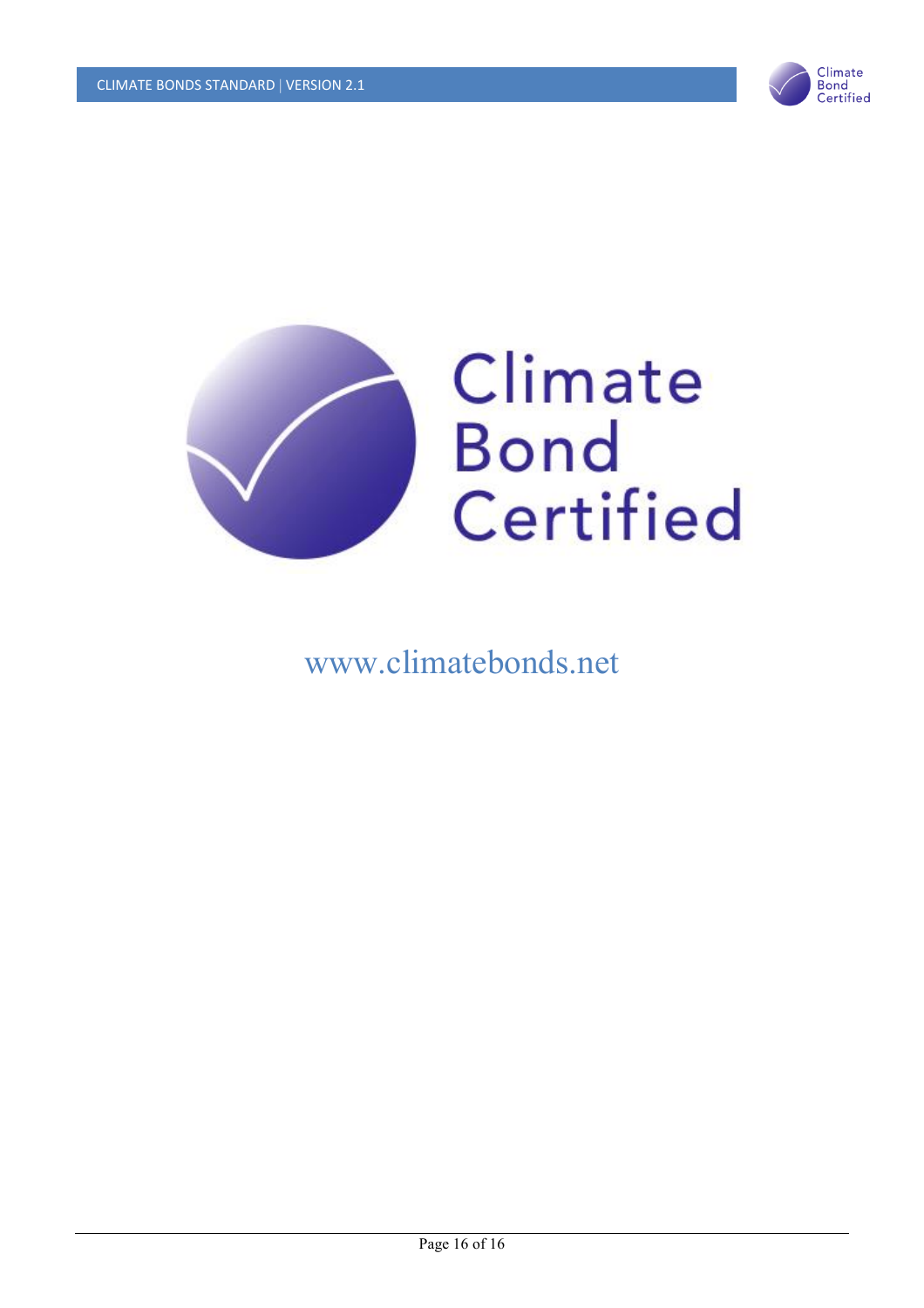Climate
Bond
Certified

www.climatebonds.net